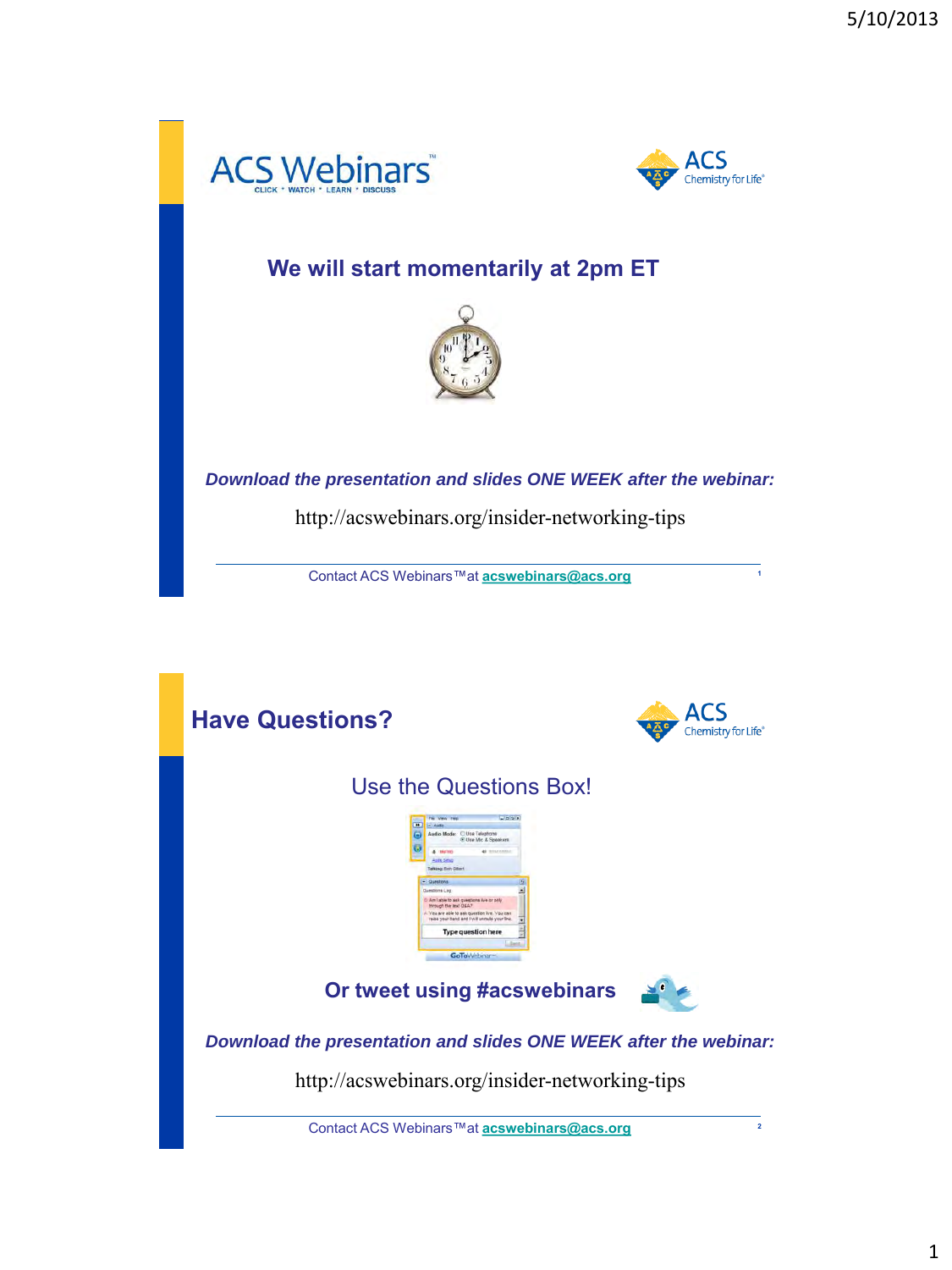# ACS Webinars

CLICK • WATCH • LEARN • DISCUSS

ACS Chemistry for Life

## We will start momentarily at 2pm ET

***Download the presentation and slides ONE WEEK after the webinar:***

http://acswebinars.org/insider-networking-tips

Contact ACS Webinars™ at **acswebinars@acs.org**

---

## Have Questions?

ACS Chemistry for Life

Use the Questions Box!

**Or tweet using #acswebinars**

***Download the presentation and slides ONE WEEK after the webinar:***

http://acswebinars.org/insider-networking-tips

Contact ACS Webinars™ at **acswebinars@acs.org**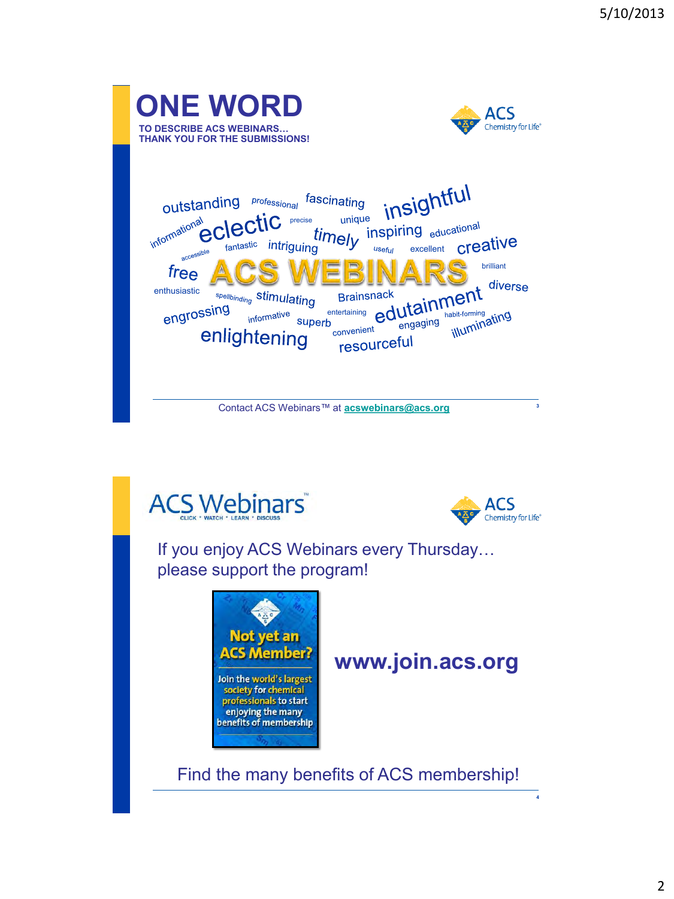# ONE WORD

**TO DESCRIBE ACS WEBINARS…**
**THANK YOU FOR THE SUBMISSIONS!**

ACS Chemistry for Life®

outstanding professional fascinating insightful informational eclectic precise unique timely inspiring educational accessible fantastic intriguing useful excellent creative free **ACS WEBINARS** brilliant enthusiastic spellbinding stimulating Brainsnack diverse engrossing informative superb entertaining edutainment habit-forming engaging illuminating enlightening convenient resourceful

Contact ACS Webinars™ at acswebinars@acs.org

---

## ACS Webinars™

CLICK • WATCH • LEARN • DISCUSS

ACS Chemistry for Life®

If you enjoy ACS Webinars every Thursday… please support the program!

**Not yet an ACS Member?**

Join the world's largest society for chemical professionals to start enjoying the many benefits of membership

**www.join.acs.org**

Find the many benefits of ACS membership!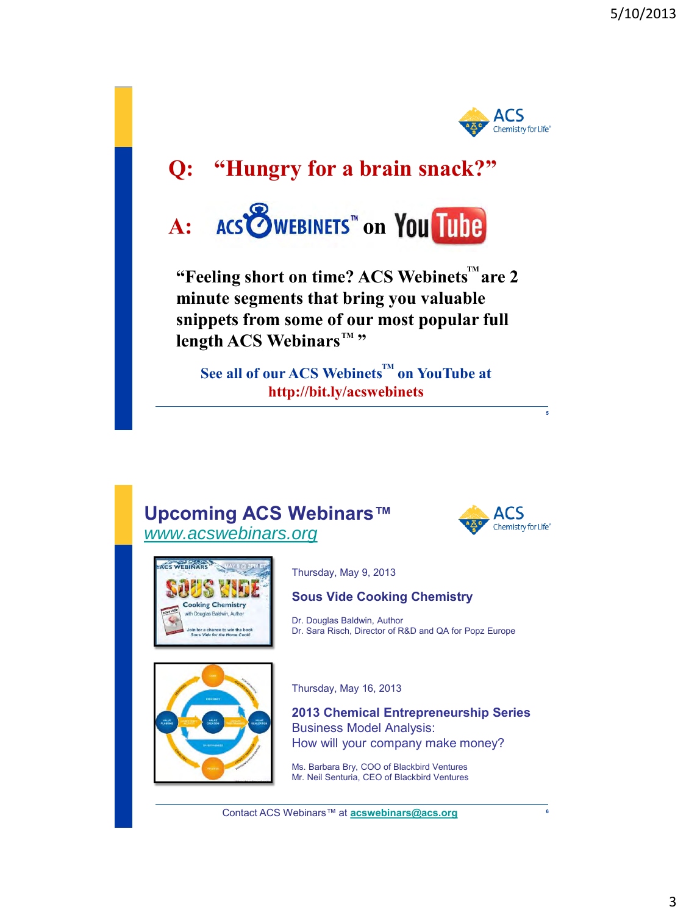## Q: "Hungry for a brain snack?"

## A: ACS WEBINETS™ on YouTube

**"Feeling short on time? ACS Webinets™ are 2 minute segments that bring you valuable snippets from some of our most popular full length ACS Webinars™ "**

**See all of our ACS Webinets™ on YouTube at http://bit.ly/acswebinets**

## Upcoming ACS Webinars™

www.acswebinars.org

Thursday, May 9, 2013

**Sous Vide Cooking Chemistry**

Dr. Douglas Baldwin, Author
Dr. Sara Risch, Director of R&D and QA for Popz Europe

Thursday, May 16, 2013

**2013 Chemical Entrepreneurship Series**
Business Model Analysis:
How will your company make money?

Ms. Barbara Bry, COO of Blackbird Ventures
Mr. Neil Senturia, CEO of Blackbird Ventures

Contact ACS Webinars™ at acswebinars@acs.org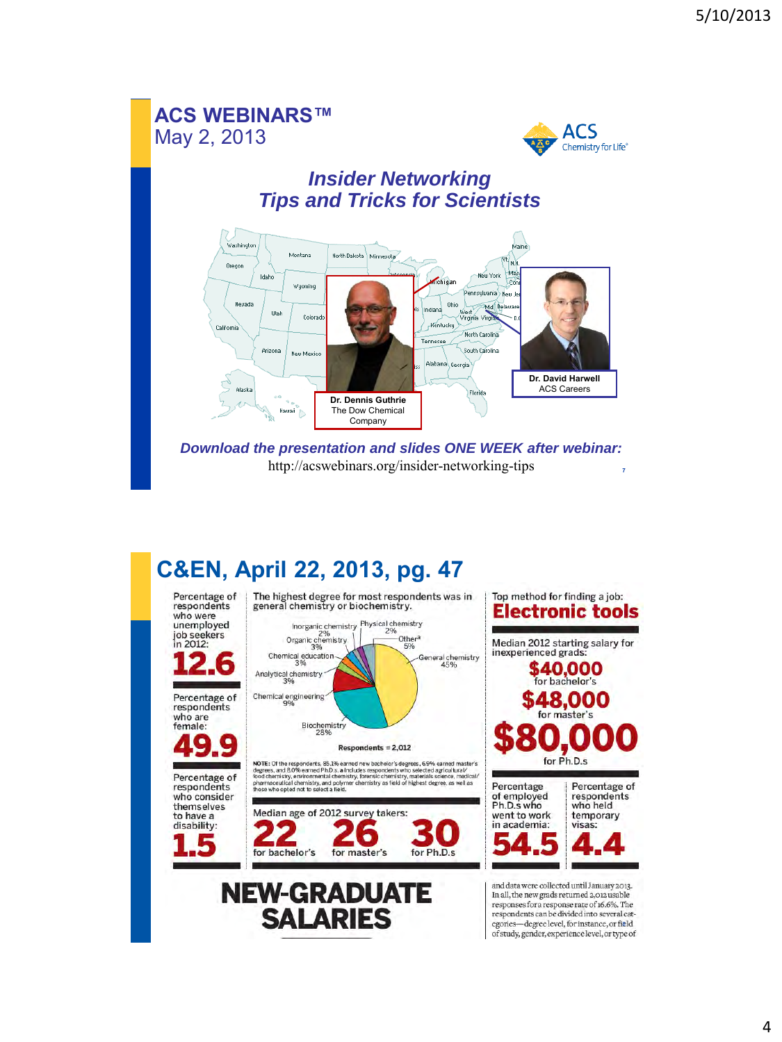## ACS WEBINARS™

May 2, 2013

### *Insider Networking Tips and Tricks for Scientists*

Dr. Dennis Guthrie
The Dow Chemical Company

Dr. David Harwell
ACS Careers

***Download the presentation and slides ONE WEEK after webinar:***
http://acswebinars.org/insider-networking-tips

## C&EN, April 22, 2013, pg. 47

Percentage of respondents who were unemployed job seekers in 2012: **12.6**

Percentage of respondents who are female: **49.9**

Percentage of respondents who consider themselves to have a disability: **1.5**

The highest degree for most respondents was in general chemistry or biochemistry.

- General chemistry 45%
- Biochemistry 28%
- Chemical engineering 9%
- Analytical chemistry 3%
- Chemical education 3%
- Organic chemistry 3%
- Inorganic chemistry 2%
- Physical chemistry 2%
- Other[a] 5%

Respondents = 2,012

NOTE: Of the respondents, 85.1% earned new bachelor's degrees, 6.9% earned master's degrees, and 8.0% earned Ph.D.s. a Includes respondents who selected agricultural/food chemistry, environmental chemistry, forensic chemistry, materials science, medical/pharmaceutical chemistry, and polymer chemistry as field of highest degree, as well as those who opted not to select a field.

Median age of 2012 survey takers:

- **22** for bachelor's
- **26** for master's
- **30** for Ph.D.s

Top method for finding a job: **Electronic tools**

Median 2012 starting salary for inexperienced grads:

- **$40,000** for bachelor's
- **$48,000** for master's
- **$80,000** for Ph.D.s

Percentage of employed Ph.D.s who went to work in academia: **54.5**

Percentage of respondents who held temporary visas: **4.4**

# NEW-GRADUATE SALARIES

and data were collected until January 2013. In all, the new grads returned 2,012 usable responses for a response rate of 16.6%. The respondents can be divided into several categories—degree level, for instance, or field of study, gender, experience level, or type of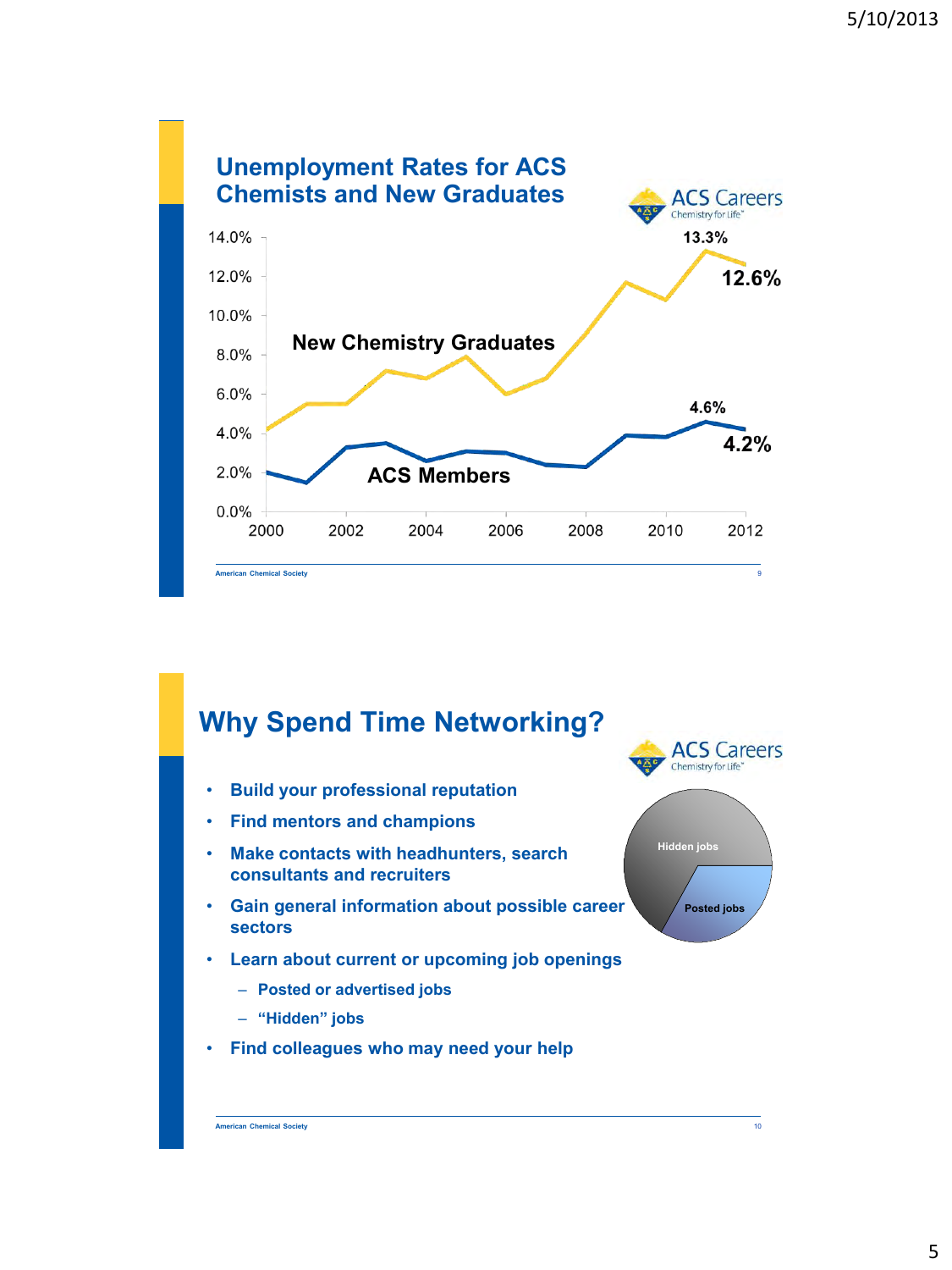## Unemployment Rates for ACS Chemists and New Graduates

ACS Careers
Chemistry for Life

| Series | 2011 | 2012 |
|---|---|---|
| New Chemistry Graduates | 13.3% | 12.6% |
| ACS Members | 4.6% | 4.2% |

American Chemical Society

## Why Spend Time Networking?

ACS Careers
Chemistry for Life

- Build your professional reputation
- Find mentors and champions
- Make contacts with headhunters, search consultants and recruiters
- Gain general information about possible career sectors
- Learn about current or upcoming job openings
  - Posted or advertised jobs
  - "Hidden" jobs
- Find colleagues who may need your help

Hidden jobs

Posted jobs

American Chemical Society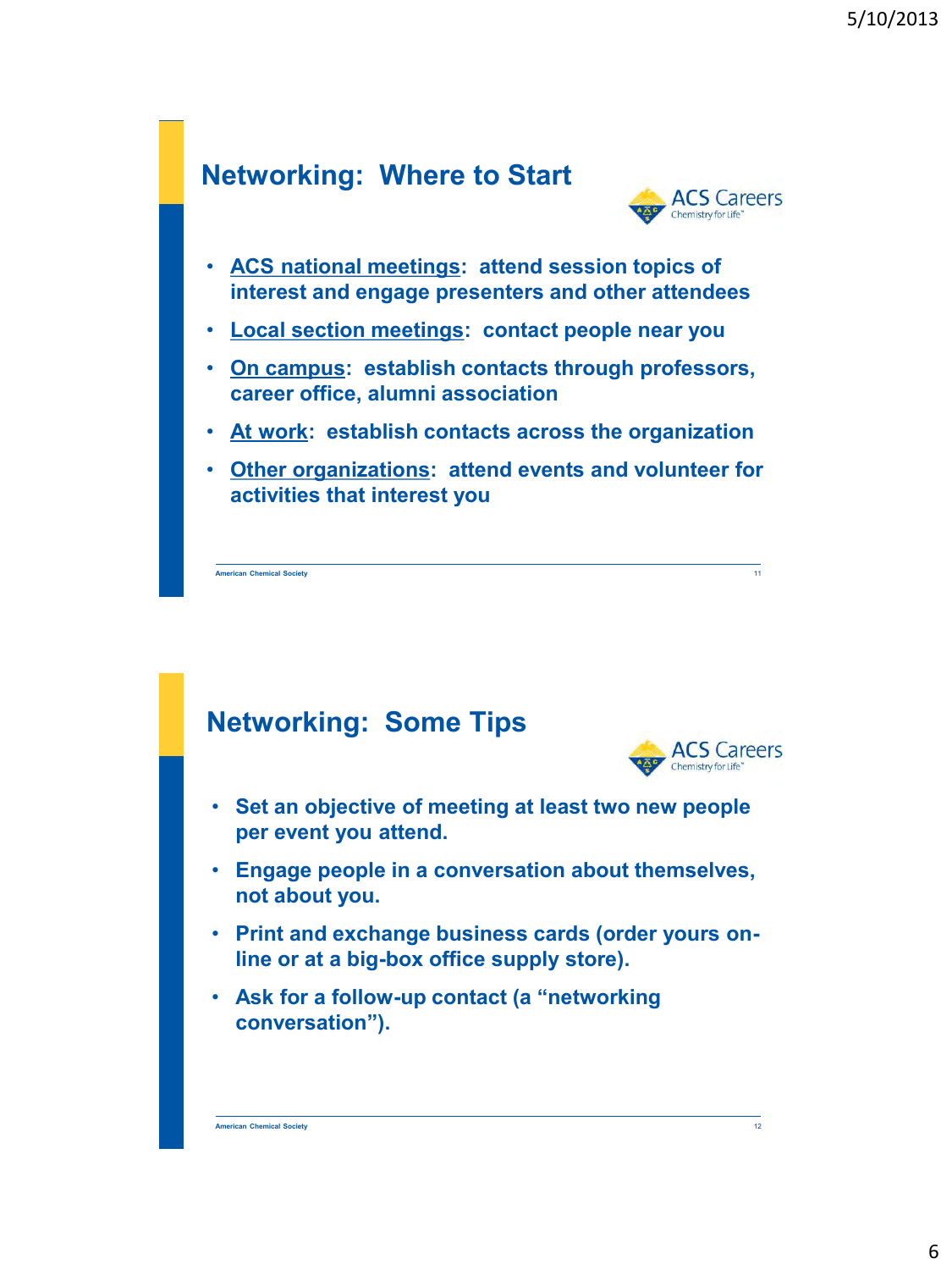## Networking: Where to Start

- <u>ACS national meetings</u>: attend session topics of interest and engage presenters and other attendees
- <u>Local section meetings</u>: contact people near you
- <u>On campus</u>: establish contacts through professors, career office, alumni association
- <u>At work</u>: establish contacts across the organization
- <u>Other organizations</u>: attend events and volunteer for activities that interest you

## Networking: Some Tips

- Set an objective of meeting at least two new people per event you attend.
- Engage people in a conversation about themselves, not about you.
- Print and exchange business cards (order yours on-line or at a big-box office supply store).
- Ask for a follow-up contact (a “networking conversation”).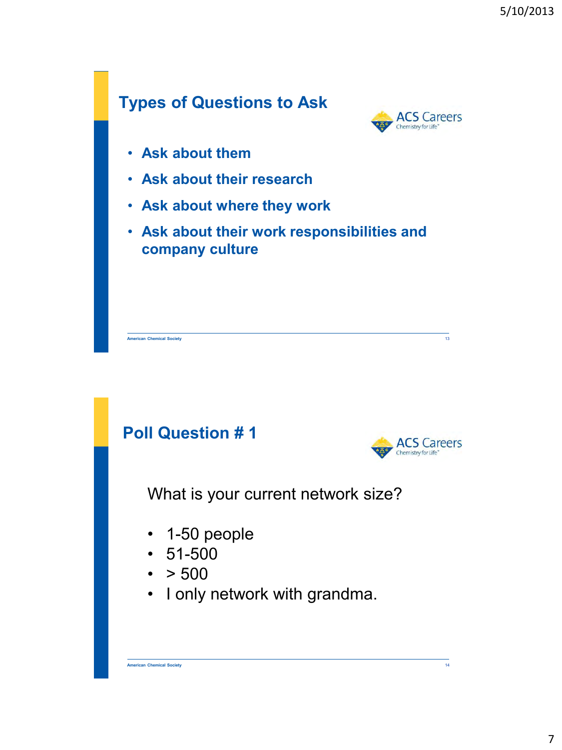## Types of Questions to Ask

- Ask about them
- Ask about their research
- Ask about where they work
- Ask about their work responsibilities and company culture

## Poll Question # 1

What is your current network size?

- 1-50 people
- 51-500
- > 500
- I only network with grandma.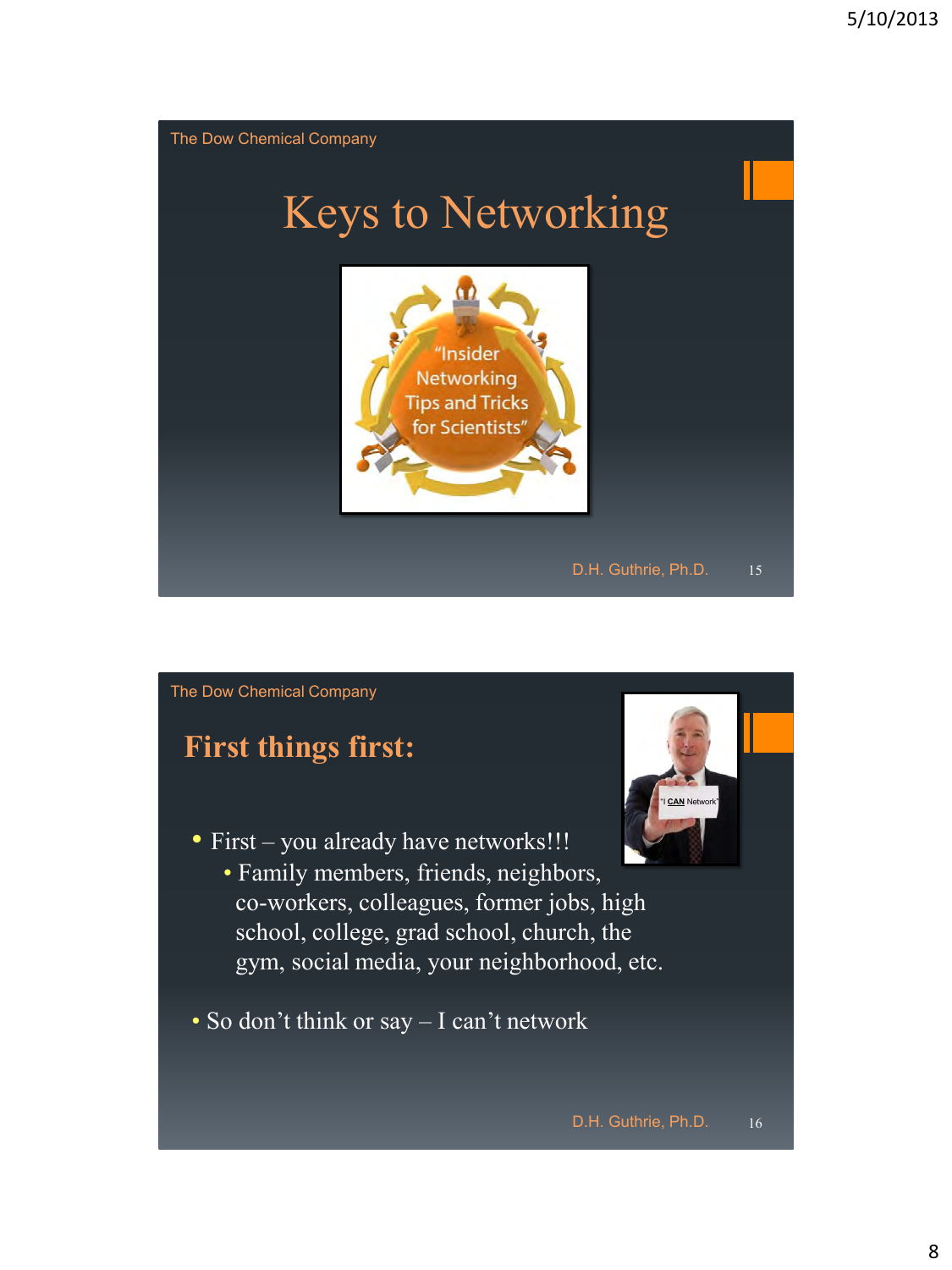The Dow Chemical Company

# Keys to Networking

"Insider Networking Tips and Tricks for Scientists"

D.H. Guthrie, Ph.D.

The Dow Chemical Company

## First things first:

"I CAN Network"

- First – you already have networks!!!
  - Family members, friends, neighbors, co-workers, colleagues, former jobs, high school, college, grad school, church, the gym, social media, your neighborhood, etc.
- So don't think or say – I can't network

D.H. Guthrie, Ph.D.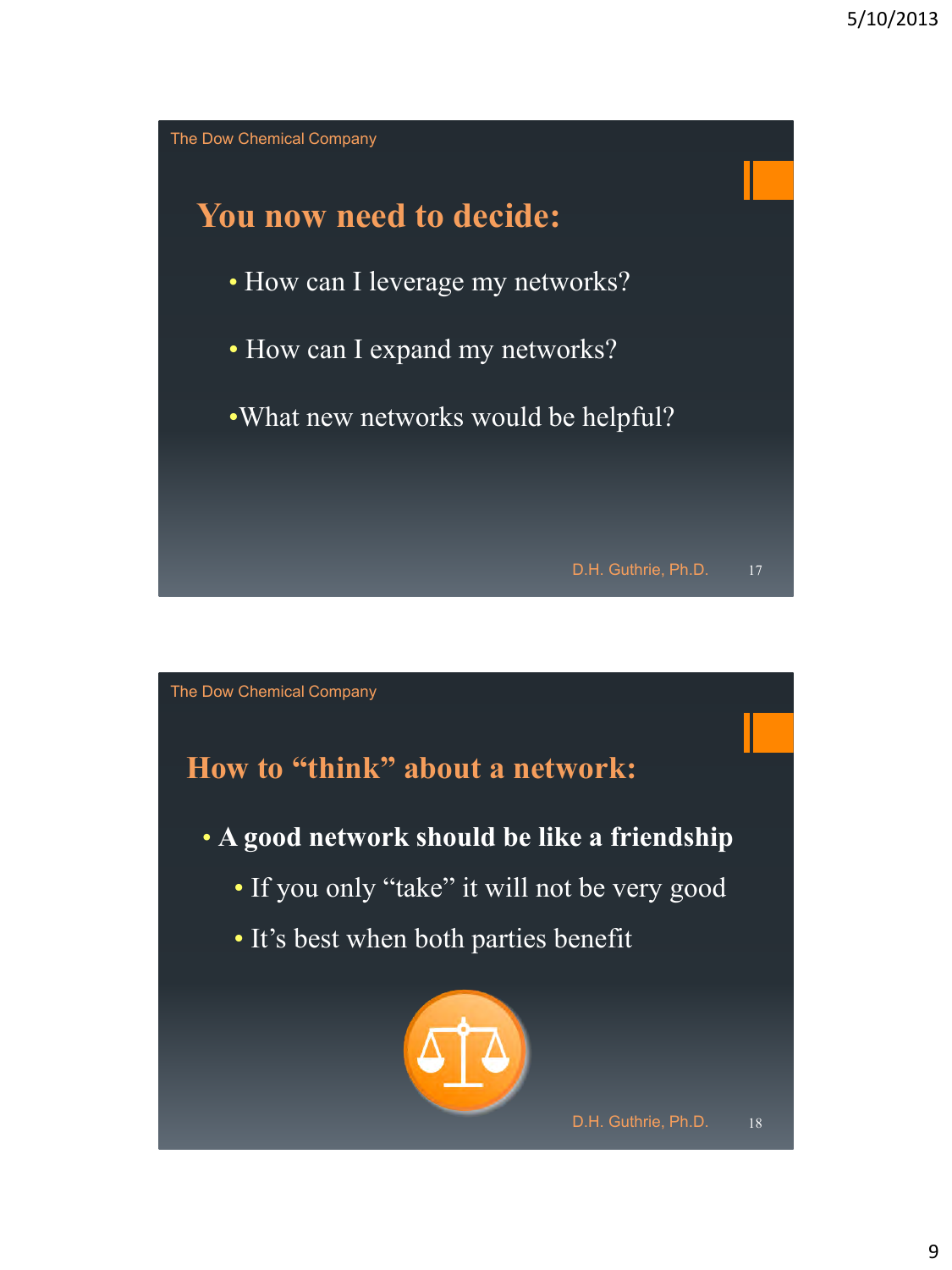## You now need to decide:

- How can I leverage my networks?
- How can I expand my networks?
- What new networks would be helpful?

## How to "think" about a network:

- **A good network should be like a friendship**
  - If you only "take" it will not be very good
  - It's best when both parties benefit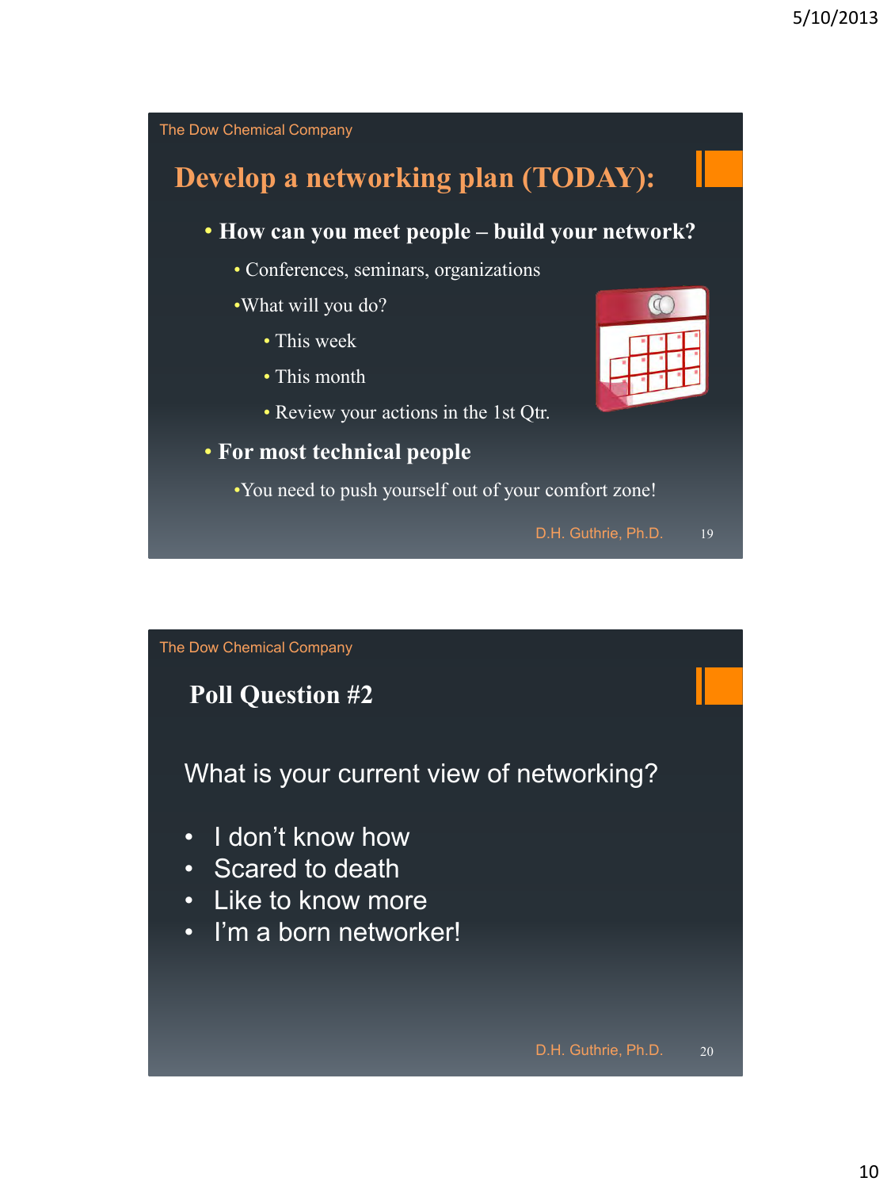The Dow Chemical Company

## Develop a networking plan (TODAY):

- **How can you meet people – build your network?**
  - Conferences, seminars, organizations
  - What will you do?
    - This week
    - This month
    - Review your actions in the 1st Qtr.
- **For most technical people**
  - You need to push yourself out of your comfort zone!

D.H. Guthrie, Ph.D. 19

The Dow Chemical Company

## Poll Question #2

What is your current view of networking?

- I don't know how
- Scared to death
- Like to know more
- I'm a born networker!

D.H. Guthrie, Ph.D. 20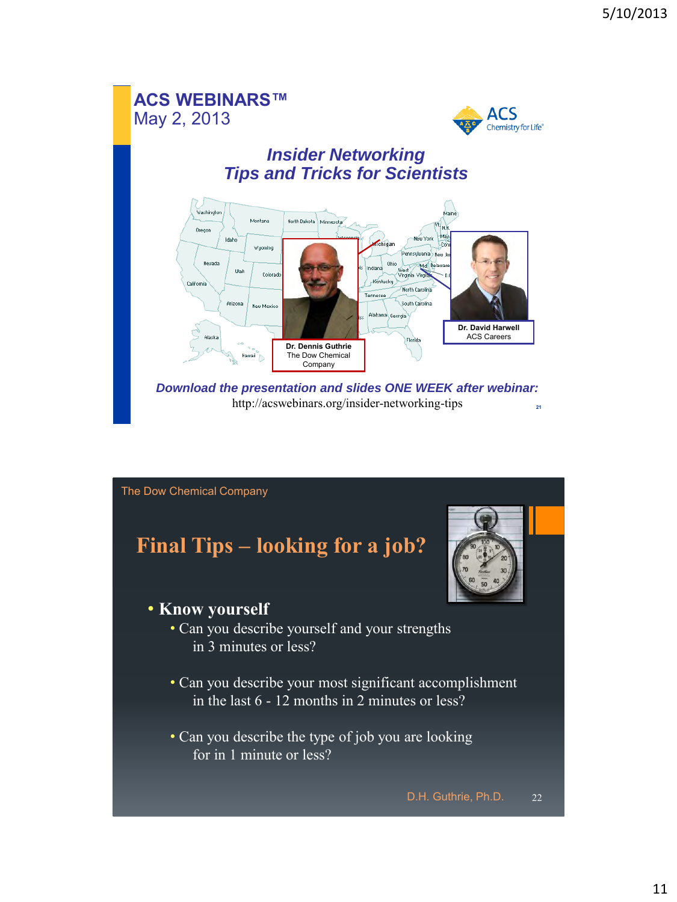## ACS WEBINARS™
May 2, 2013

### *Insider Networking Tips and Tricks for Scientists*

**Dr. Dennis Guthrie**
The Dow Chemical Company

**Dr. David Harwell**
ACS Careers

***Download the presentation and slides ONE WEEK after webinar:***
http://acswebinars.org/insider-networking-tips

---

The Dow Chemical Company

## Final Tips – looking for a job?

- **Know yourself**
  - Can you describe yourself and your strengths in 3 minutes or less?
  - Can you describe your most significant accomplishment in the last 6 - 12 months in 2 minutes or less?
  - Can you describe the type of job you are looking for in 1 minute or less?

D.H. Guthrie, Ph.D.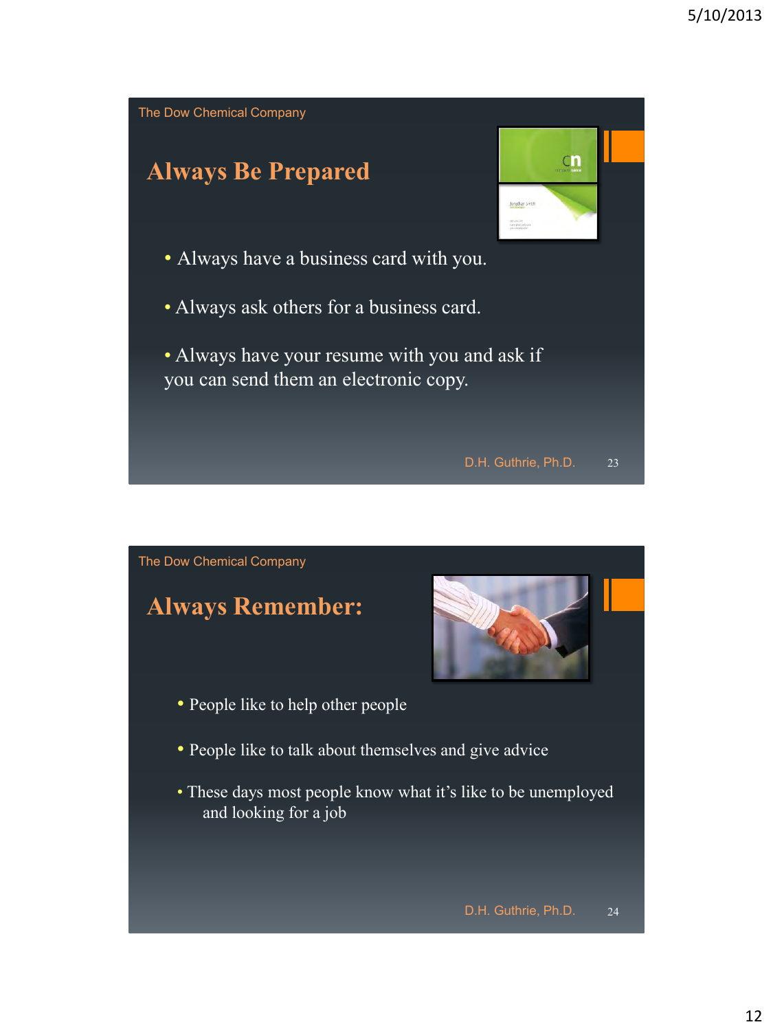The Dow Chemical Company

## Always Be Prepared

- Always have a business card with you.
- Always ask others for a business card.
- Always have your resume with you and ask if you can send them an electronic copy.

D.H. Guthrie, Ph.D.

The Dow Chemical Company

## Always Remember:

- People like to help other people
- People like to talk about themselves and give advice
- These days most people know what it's like to be unemployed and looking for a job

D.H. Guthrie, Ph.D.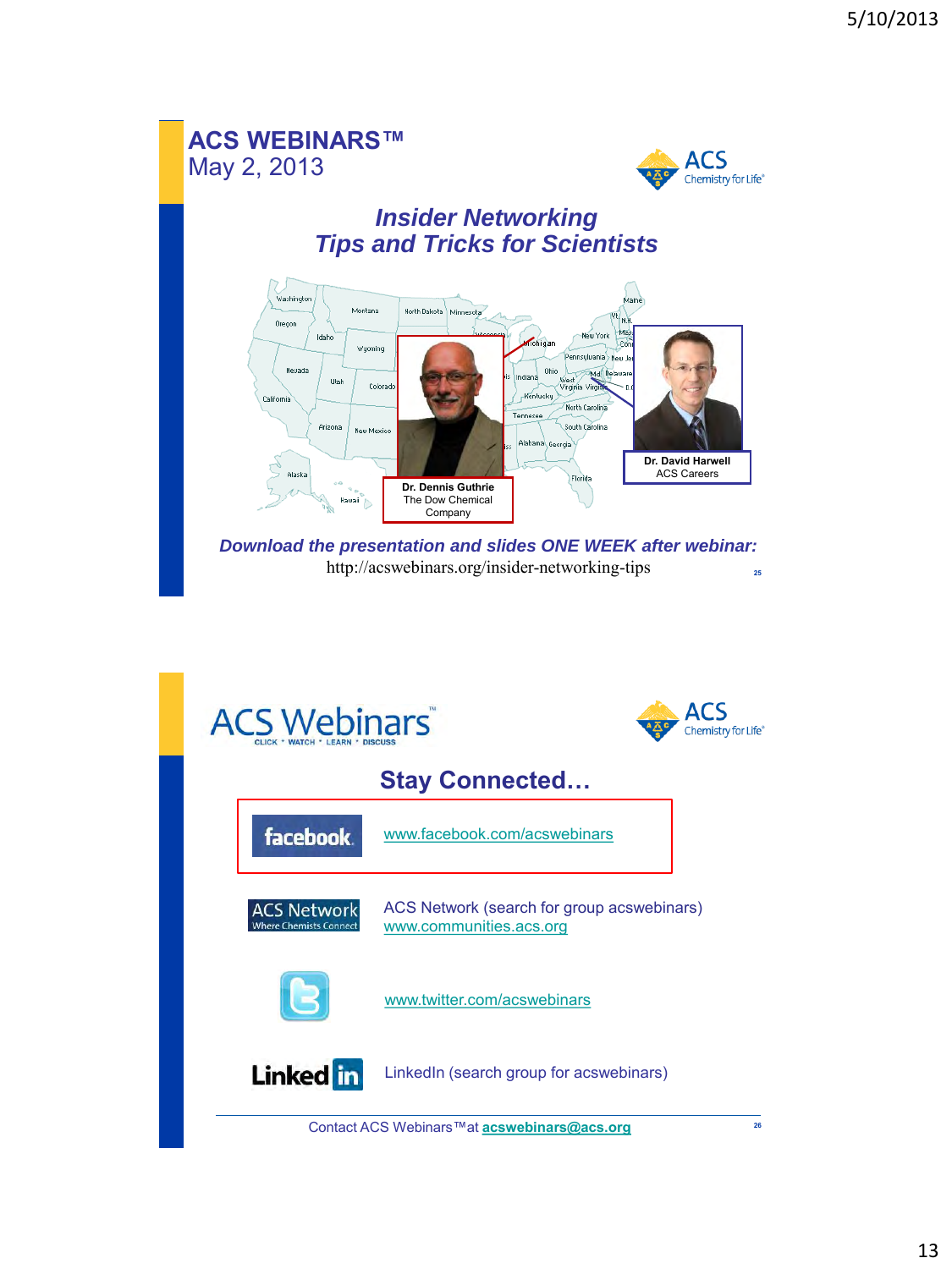## ACS WEBINARS™
May 2, 2013

### *Insider Networking Tips and Tricks for Scientists*

**Dr. Dennis Guthrie**
The Dow Chemical Company

**Dr. David Harwell**
ACS Careers

***Download the presentation and slides ONE WEEK after webinar:***
http://acswebinars.org/insider-networking-tips

---

## ACS Webinars™
CLICK • WATCH • LEARN • DISCUSS

### Stay Connected…

- facebook: www.facebook.com/acswebinars
- ACS Network (search for group acswebinars) www.communities.acs.org
- www.twitter.com/acswebinars
- LinkedIn (search group for acswebinars)

Contact ACS Webinars™ at **acswebinars@acs.org**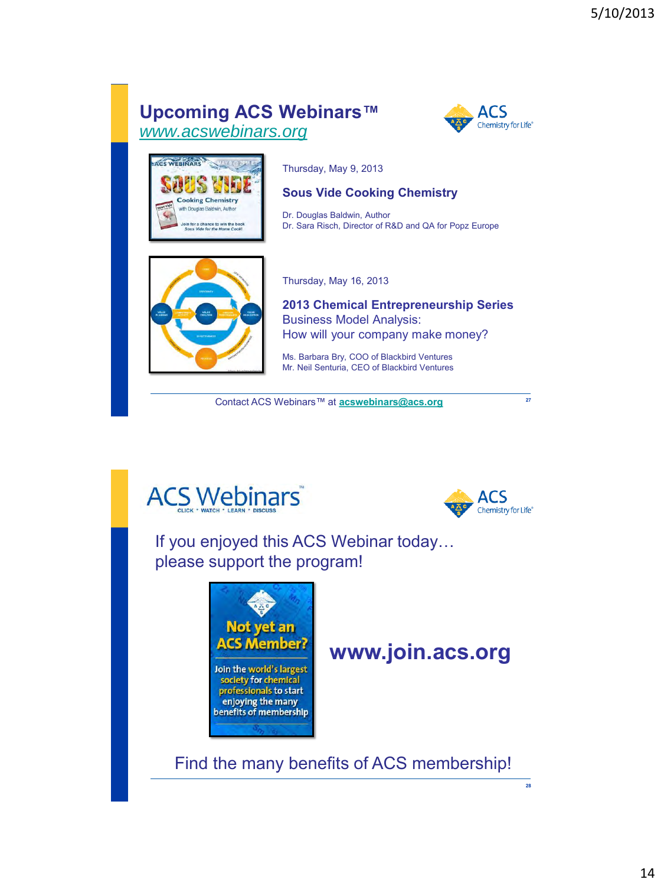## Upcoming ACS Webinars™

www.acswebinars.org

Thursday, May 9, 2013

**Sous Vide Cooking Chemistry**

Dr. Douglas Baldwin, Author
Dr. Sara Risch, Director of R&D and QA for Popz Europe

Thursday, May 16, 2013

**2013 Chemical Entrepreneurship Series**
Business Model Analysis:
How will your company make money?

Ms. Barbara Bry, COO of Blackbird Ventures
Mr. Neil Senturia, CEO of Blackbird Ventures

Contact ACS Webinars™ at acswebinars@acs.org

---

## ACS Webinars™

CLICK • WATCH • LEARN • DISCUSS

If you enjoyed this ACS Webinar today… please support the program!

Not yet an ACS Member?

Join the world's largest society for chemical professionals to start enjoying the many benefits of membership

**www.join.acs.org**

Find the many benefits of ACS membership!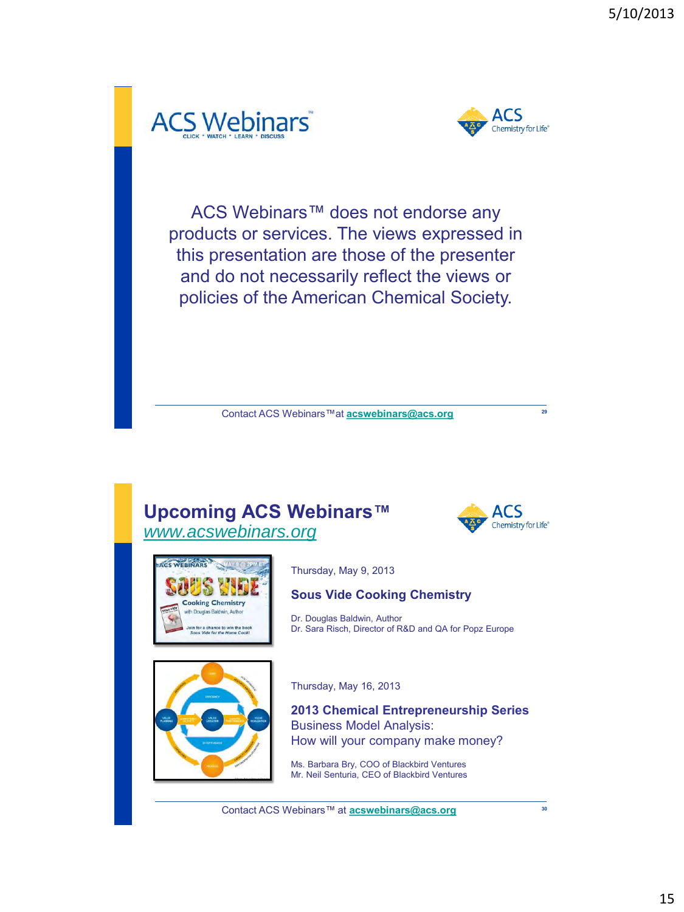ACS Webinars™
CLICK • WATCH • LEARN • DISCUSS

ACS Chemistry for Life®

ACS Webinars™ does not endorse any products or services. The views expressed in this presentation are those of the presenter and do not necessarily reflect the views or policies of the American Chemical Society.

Contact ACS Webinars™ at acswebinars@acs.org

## Upcoming ACS Webinars™

www.acswebinars.org

ACS Chemistry for Life®

Thursday, May 9, 2013

**Sous Vide Cooking Chemistry**

Dr. Douglas Baldwin, Author
Dr. Sara Risch, Director of R&D and QA for Popz Europe

Thursday, May 16, 2013

**2013 Chemical Entrepreneurship Series**
Business Model Analysis:
How will your company make money?

Ms. Barbara Bry, COO of Blackbird Ventures
Mr. Neil Senturia, CEO of Blackbird Ventures

Contact ACS Webinars™ at acswebinars@acs.org